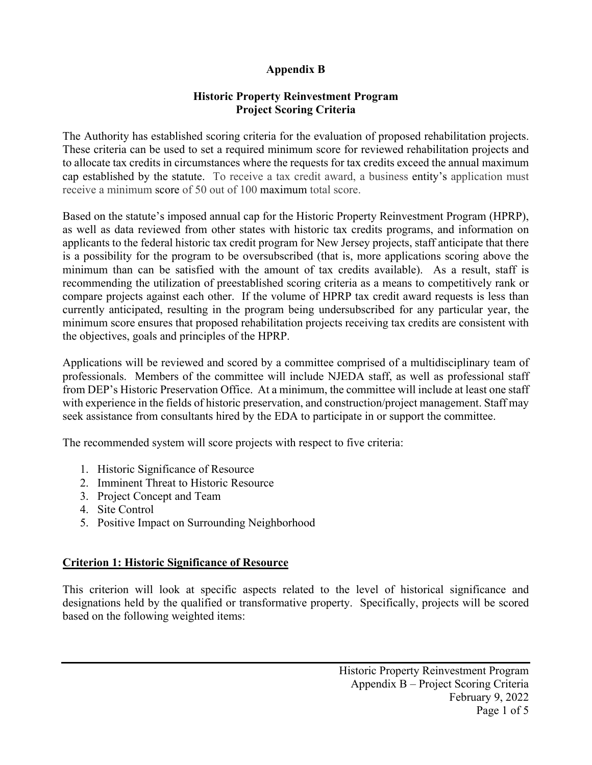# Appendix B

## Historic Property Reinvestment Program
## Project Scoring Criteria

The Authority has established scoring criteria for the evaluation of proposed rehabilitation projects. These criteria can be used to set a required minimum score for reviewed rehabilitation projects and to allocate tax credits in circumstances where the requests for tax credits exceed the annual maximum cap established by the statute. To receive a tax credit award, a business entity's application must receive a minimum score of 50 out of 100 maximum total score.

Based on the statute's imposed annual cap for the Historic Property Reinvestment Program (HPRP), as well as data reviewed from other states with historic tax credits programs, and information on applicants to the federal historic tax credit program for New Jersey projects, staff anticipate that there is a possibility for the program to be oversubscribed (that is, more applications scoring above the minimum than can be satisfied with the amount of tax credits available). As a result, staff is recommending the utilization of preestablished scoring criteria as a means to competitively rank or compare projects against each other. If the volume of HPRP tax credit award requests is less than currently anticipated, resulting in the program being undersubscribed for any particular year, the minimum score ensures that proposed rehabilitation projects receiving tax credits are consistent with the objectives, goals and principles of the HPRP.

Applications will be reviewed and scored by a committee comprised of a multidisciplinary team of professionals. Members of the committee will include NJEDA staff, as well as professional staff from DEP's Historic Preservation Office. At a minimum, the committee will include at least one staff with experience in the fields of historic preservation, and construction/project management. Staff may seek assistance from consultants hired by the EDA to participate in or support the committee.

The recommended system will score projects with respect to five criteria:

1. Historic Significance of Resource
2. Imminent Threat to Historic Resource
3. Project Concept and Team
4. Site Control
5. Positive Impact on Surrounding Neighborhood

### Criterion 1: Historic Significance of Resource

This criterion will look at specific aspects related to the level of historical significance and designations held by the qualified or transformative property. Specifically, projects will be scored based on the following weighted items: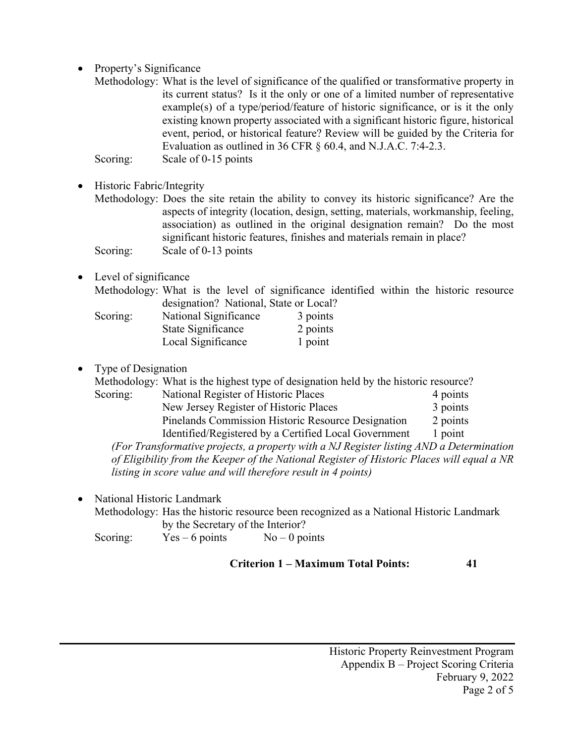- Property's Significance

  Methodology: What is the level of significance of the qualified or transformative property in its current status? Is it the only or one of a limited number of representative example(s) of a type/period/feature of historic significance, or is it the only existing known property associated with a significant historic figure, historical event, period, or historical feature? Review will be guided by the Criteria for Evaluation as outlined in 36 CFR § 60.4, and N.J.A.C. 7:4-2.3.

  Scoring: Scale of 0-15 points

- Historic Fabric/Integrity

  Methodology: Does the site retain the ability to convey its historic significance? Are the aspects of integrity (location, design, setting, materials, workmanship, feeling, association) as outlined in the original designation remain? Do the most significant historic features, finishes and materials remain in place?

  Scoring: Scale of 0-13 points

- Level of significance

  Methodology: What is the level of significance identified within the historic resource designation? National, State or Local?

  Scoring:

  | | |
  |---|---|
  | National Significance | 3 points |
  | State Significance | 2 points |
  | Local Significance | 1 point |

- Type of Designation

  Methodology: What is the highest type of designation held by the historic resource?

  Scoring:

  | | |
  |---|---|
  | National Register of Historic Places | 4 points |
  | New Jersey Register of Historic Places | 3 points |
  | Pinelands Commission Historic Resource Designation | 2 points |
  | Identified/Registered by a Certified Local Government | 1 point |

  *(For Transformative projects, a property with a NJ Register listing AND a Determination of Eligibility from the Keeper of the National Register of Historic Places will equal a NR listing in score value and will therefore result in 4 points)*

- National Historic Landmark

  Methodology: Has the historic resource been recognized as a National Historic Landmark by the Secretary of the Interior?

  Scoring: Yes – 6 points    No – 0 points

**Criterion 1 – Maximum Total Points: 41**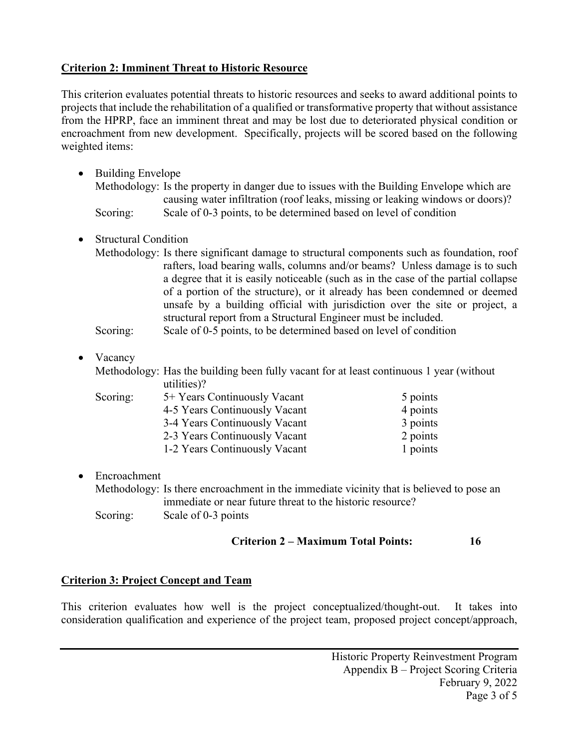**Criterion 2: Imminent Threat to Historic Resource**

This criterion evaluates potential threats to historic resources and seeks to award additional points to projects that include the rehabilitation of a qualified or transformative property that without assistance from the HPRP, face an imminent threat and may be lost due to deteriorated physical condition or encroachment from new development. Specifically, projects will be scored based on the following weighted items:

- Building Envelope
  Methodology: Is the property in danger due to issues with the Building Envelope which are causing water infiltration (roof leaks, missing or leaking windows or doors)?
  Scoring: Scale of 0-3 points, to be determined based on level of condition

- Structural Condition
  Methodology: Is there significant damage to structural components such as foundation, roof rafters, load bearing walls, columns and/or beams? Unless damage is to such a degree that it is easily noticeable (such as in the case of the partial collapse of a portion of the structure), or it already has been condemned or deemed unsafe by a building official with jurisdiction over the site or project, a structural report from a Structural Engineer must be included.
  Scoring: Scale of 0-5 points, to be determined based on level of condition

- Vacancy
  Methodology: Has the building been fully vacant for at least continuous 1 year (without utilities)?
  Scoring:

| | |
|---|---|
| 5+ Years Continuously Vacant | 5 points |
| 4-5 Years Continuously Vacant | 4 points |
| 3-4 Years Continuously Vacant | 3 points |
| 2-3 Years Continuously Vacant | 2 points |
| 1-2 Years Continuously Vacant | 1 points |

- Encroachment
  Methodology: Is there encroachment in the immediate vicinity that is believed to pose an immediate or near future threat to the historic resource?
  Scoring: Scale of 0-3 points

**Criterion 2 – Maximum Total Points: 16**

**Criterion 3: Project Concept and Team**

This criterion evaluates how well is the project conceptualized/thought-out. It takes into consideration qualification and experience of the project team, proposed project concept/approach,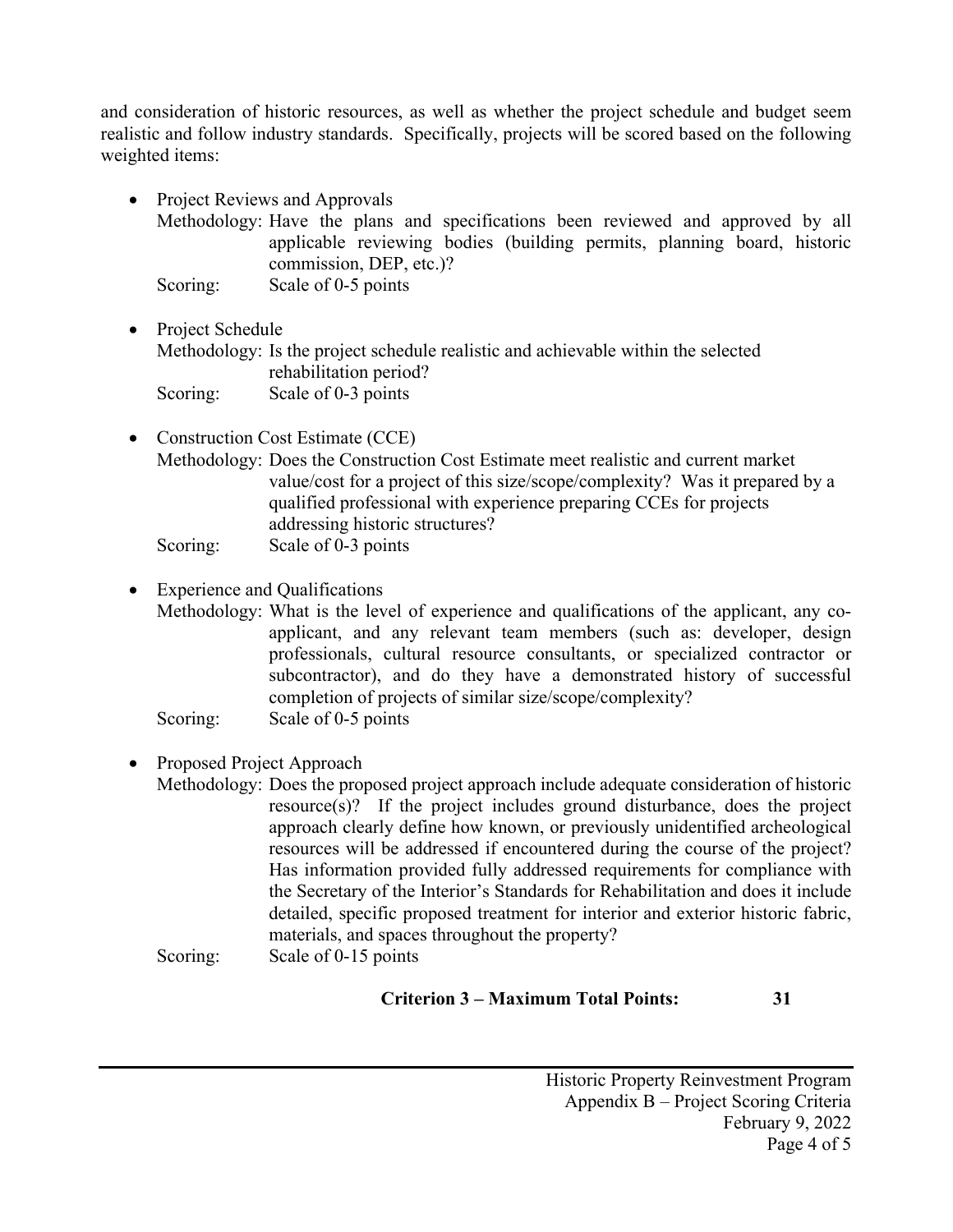and consideration of historic resources, as well as whether the project schedule and budget seem realistic and follow industry standards. Specifically, projects will be scored based on the following weighted items:

- Project Reviews and Approvals
  Methodology: Have the plans and specifications been reviewed and approved by all applicable reviewing bodies (building permits, planning board, historic commission, DEP, etc.)?
  Scoring: Scale of 0-5 points

- Project Schedule
  Methodology: Is the project schedule realistic and achievable within the selected rehabilitation period?
  Scoring: Scale of 0-3 points

- Construction Cost Estimate (CCE)
  Methodology: Does the Construction Cost Estimate meet realistic and current market value/cost for a project of this size/scope/complexity? Was it prepared by a qualified professional with experience preparing CCEs for projects addressing historic structures?
  Scoring: Scale of 0-3 points

- Experience and Qualifications
  Methodology: What is the level of experience and qualifications of the applicant, any co-applicant, and any relevant team members (such as: developer, design professionals, cultural resource consultants, or specialized contractor or subcontractor), and do they have a demonstrated history of successful completion of projects of similar size/scope/complexity?
  Scoring: Scale of 0-5 points

- Proposed Project Approach
  Methodology: Does the proposed project approach include adequate consideration of historic resource(s)? If the project includes ground disturbance, does the project approach clearly define how known, or previously unidentified archeological resources will be addressed if encountered during the course of the project? Has information provided fully addressed requirements for compliance with the Secretary of the Interior's Standards for Rehabilitation and does it include detailed, specific proposed treatment for interior and exterior historic fabric, materials, and spaces throughout the property?
  Scoring: Scale of 0-15 points

**Criterion 3 – Maximum Total Points: 31**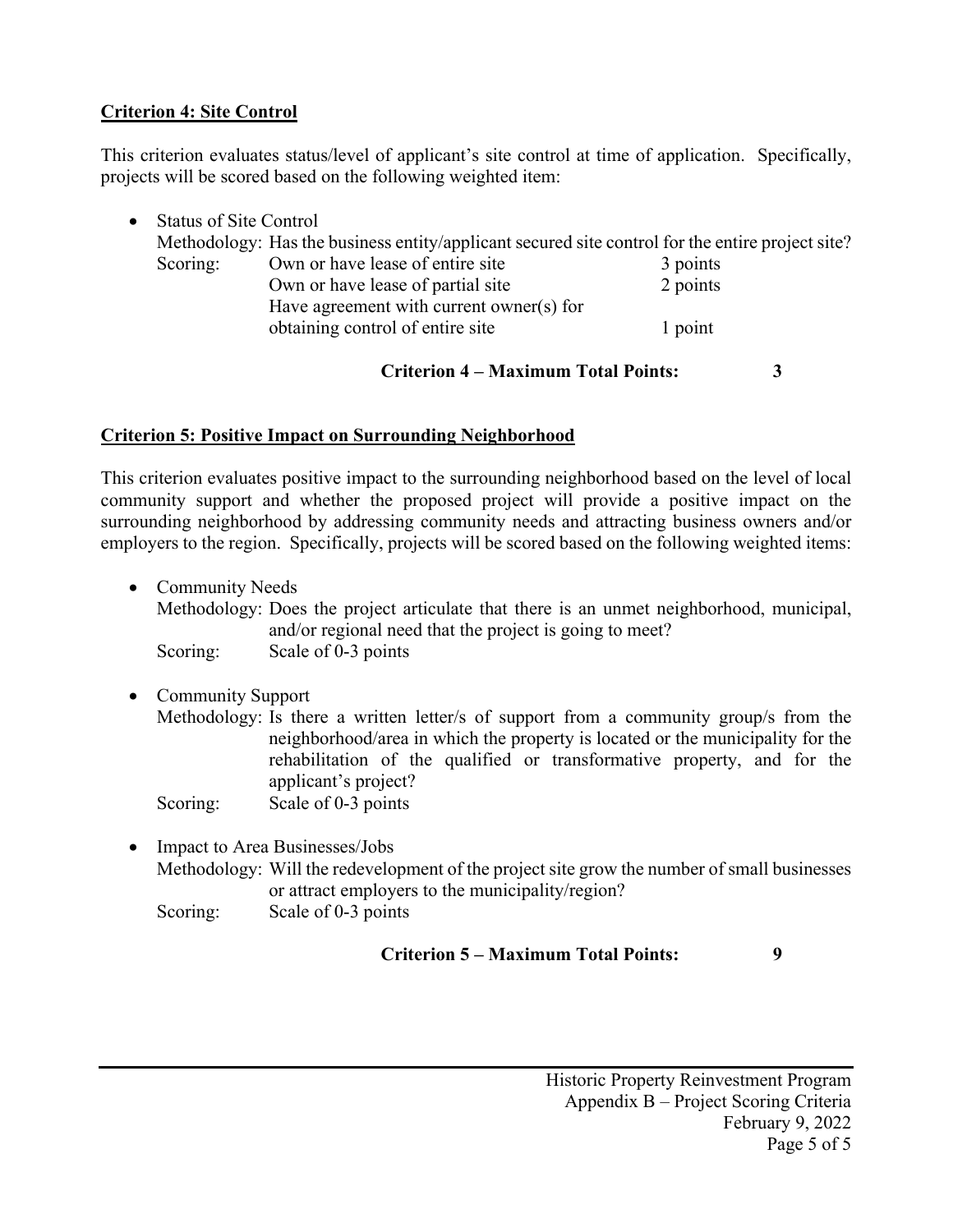**Criterion 4: Site Control**

This criterion evaluates status/level of applicant's site control at time of application. Specifically, projects will be scored based on the following weighted item:

- Status of Site Control

  Methodology: Has the business entity/applicant secured site control for the entire project site?

  Scoring:

  | | |
  |---|---|
  | Own or have lease of entire site | 3 points |
  | Own or have lease of partial site | 2 points |
  | Have agreement with current owner(s) for obtaining control of entire site | 1 point |

**Criterion 4 – Maximum Total Points: 3**

**Criterion 5: Positive Impact on Surrounding Neighborhood**

This criterion evaluates positive impact to the surrounding neighborhood based on the level of local community support and whether the proposed project will provide a positive impact on the surrounding neighborhood by addressing community needs and attracting business owners and/or employers to the region. Specifically, projects will be scored based on the following weighted items:

- Community Needs

  Methodology: Does the project articulate that there is an unmet neighborhood, municipal, and/or regional need that the project is going to meet?

  Scoring: Scale of 0-3 points

- Community Support

  Methodology: Is there a written letter/s of support from a community group/s from the neighborhood/area in which the property is located or the municipality for the rehabilitation of the qualified or transformative property, and for the applicant's project?

  Scoring: Scale of 0-3 points

- Impact to Area Businesses/Jobs

  Methodology: Will the redevelopment of the project site grow the number of small businesses or attract employers to the municipality/region?

  Scoring: Scale of 0-3 points

**Criterion 5 – Maximum Total Points: 9**